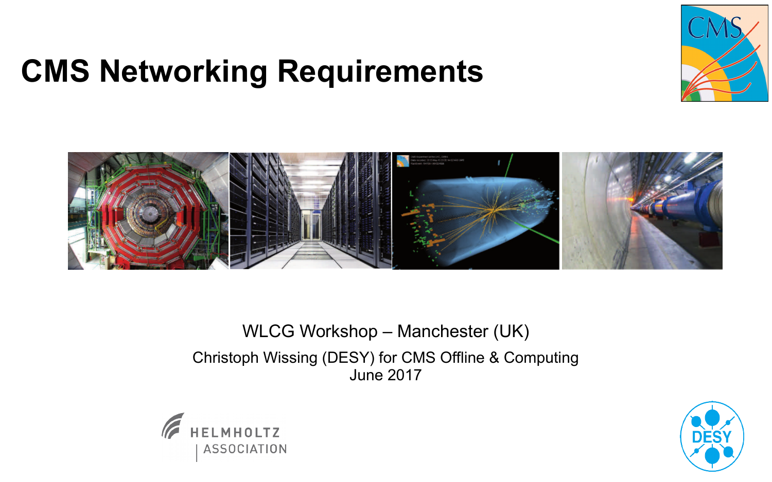# CMS Networking Requirements

WLCG Workshop – Manchester (UK)

Christoph Wissing (DESY) for CMS Offline & Computing

June 2017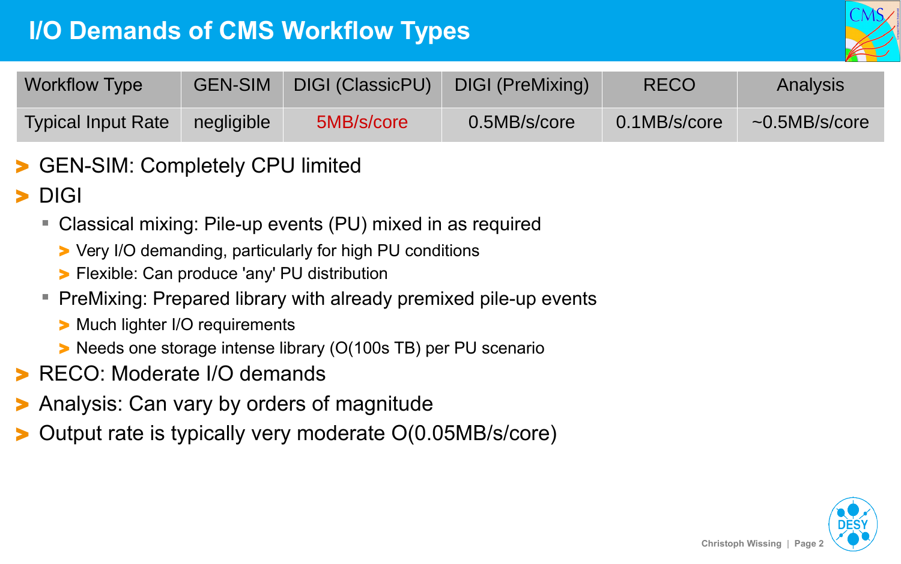# I/O Demands of CMS Workflow Types

| Workflow Type | GEN-SIM | DIGI (ClassicPU) | DIGI (PreMixing) | RECO | Analysis |
|---|---|---|---|---|---|
| Typical Input Rate | negligible | 5MB/s/core | 0.5MB/s/core | 0.1MB/s/core | ~0.5MB/s/core |

- GEN-SIM: Completely CPU limited
- DIGI
  - Classical mixing: Pile-up events (PU) mixed in as required
    - Very I/O demanding, particularly for high PU conditions
    - Flexible: Can produce 'any' PU distribution
  - PreMixing: Prepared library with already premixed pile-up events
    - Much lighter I/O requirements
    - Needs one storage intense library (O(100s TB) per PU scenario
- RECO: Moderate I/O demands
- Analysis: Can vary by orders of magnitude
- Output rate is typically very moderate O(0.05MB/s/core)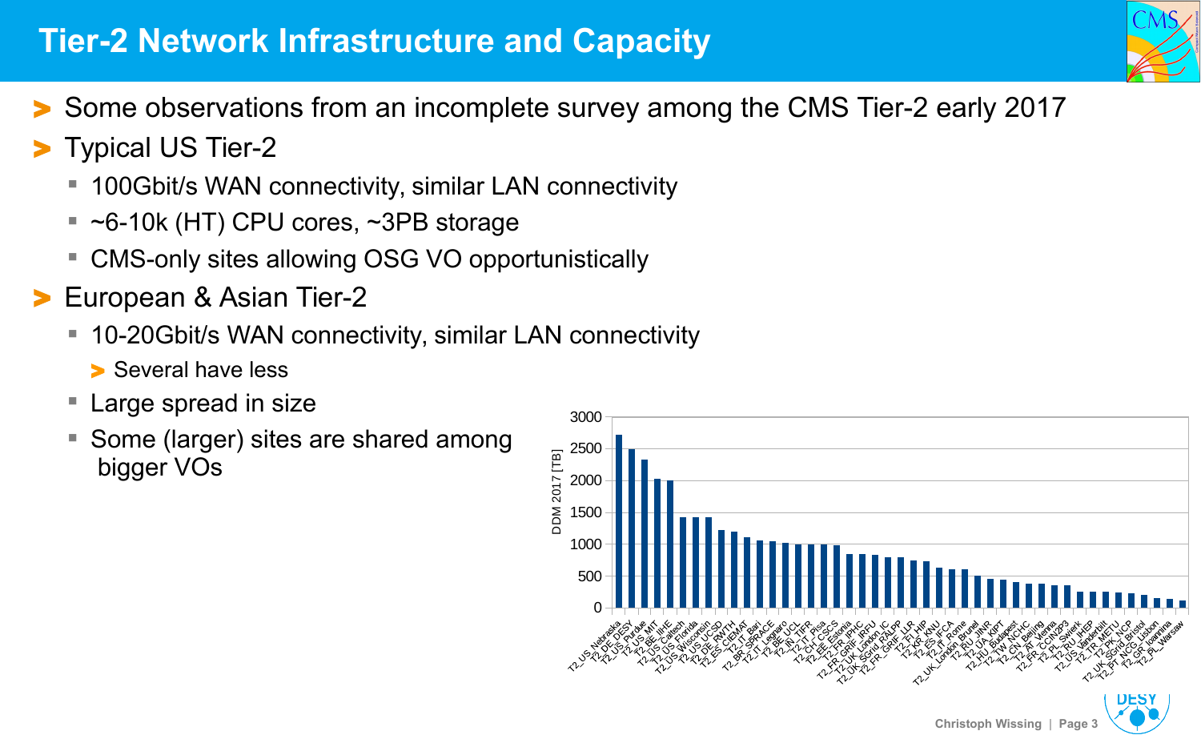# Tier-2 Network Infrastructure and Capacity

- Some observations from an incomplete survey among the CMS Tier-2 early 2017
- Typical US Tier-2
  - 100Gbit/s WAN connectivity, similar LAN connectivity
  - ~6-10k (HT) CPU cores, ~3PB storage
  - CMS-only sites allowing OSG VO opportunistically
- European & Asian Tier-2
  - 10-20Gbit/s WAN connectivity, similar LAN connectivity
    - Several have less
  - Large spread in size
  - Some (larger) sites are shared among bigger VOs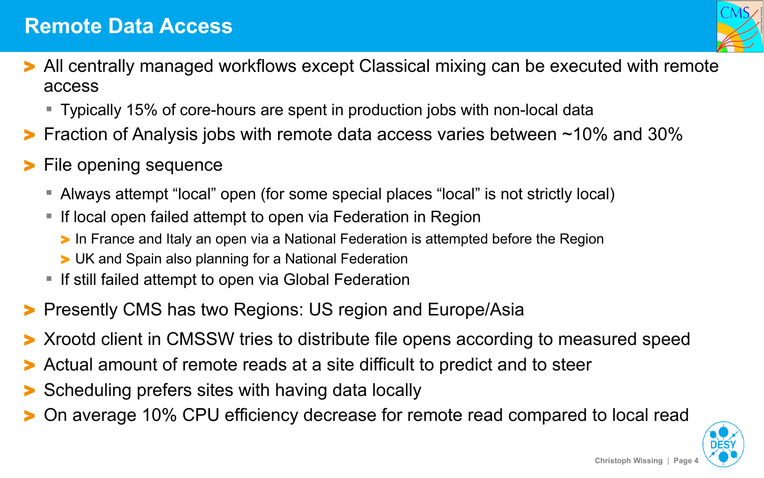# Remote Data Access

- All centrally managed workflows except Classical mixing can be executed with remote access
  - Typically 15% of core-hours are spent in production jobs with non-local data
- Fraction of Analysis jobs with remote data access varies between ~10% and 30%
- File opening sequence
  - Always attempt “local” open (for some special places “local” is not strictly local)
  - If local open failed attempt to open via Federation in Region
    - In France and Italy an open via a National Federation is attempted before the Region
    - UK and Spain also planning for a National Federation
  - If still failed attempt to open via Global Federation
- Presently CMS has two Regions: US region and Europe/Asia
- Xrootd client in CMSSW tries to distribute file opens according to measured speed
- Actual amount of remote reads at a site difficult to predict and to steer
- Scheduling prefers sites with having data locally
- On average 10% CPU efficiency decrease for remote read compared to local read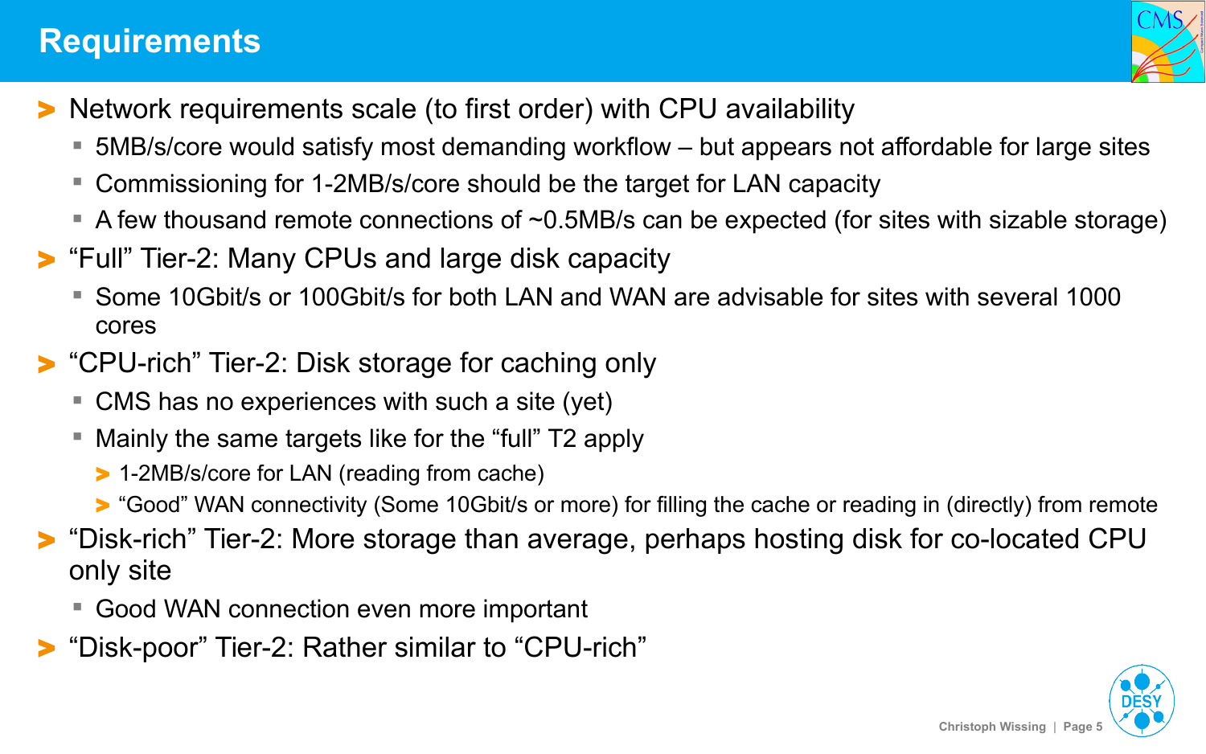# Requirements

- Network requirements scale (to first order) with CPU availability
  - 5MB/s/core would satisfy most demanding workflow – but appears not affordable for large sites
  - Commissioning for 1-2MB/s/core should be the target for LAN capacity
  - A few thousand remote connections of ~0.5MB/s can be expected (for sites with sizable storage)
- "Full" Tier-2: Many CPUs and large disk capacity
  - Some 10Gbit/s or 100Gbit/s for both LAN and WAN are advisable for sites with several 1000 cores
- "CPU-rich" Tier-2: Disk storage for caching only
  - CMS has no experiences with such a site (yet)
  - Mainly the same targets like for the "full" T2 apply
    - 1-2MB/s/core for LAN (reading from cache)
    - "Good" WAN connectivity (Some 10Gbit/s or more) for filling the cache or reading in (directly) from remote
- "Disk-rich" Tier-2: More storage than average, perhaps hosting disk for co-located CPU only site
  - Good WAN connection even more important
- "Disk-poor" Tier-2: Rather similar to "CPU-rich"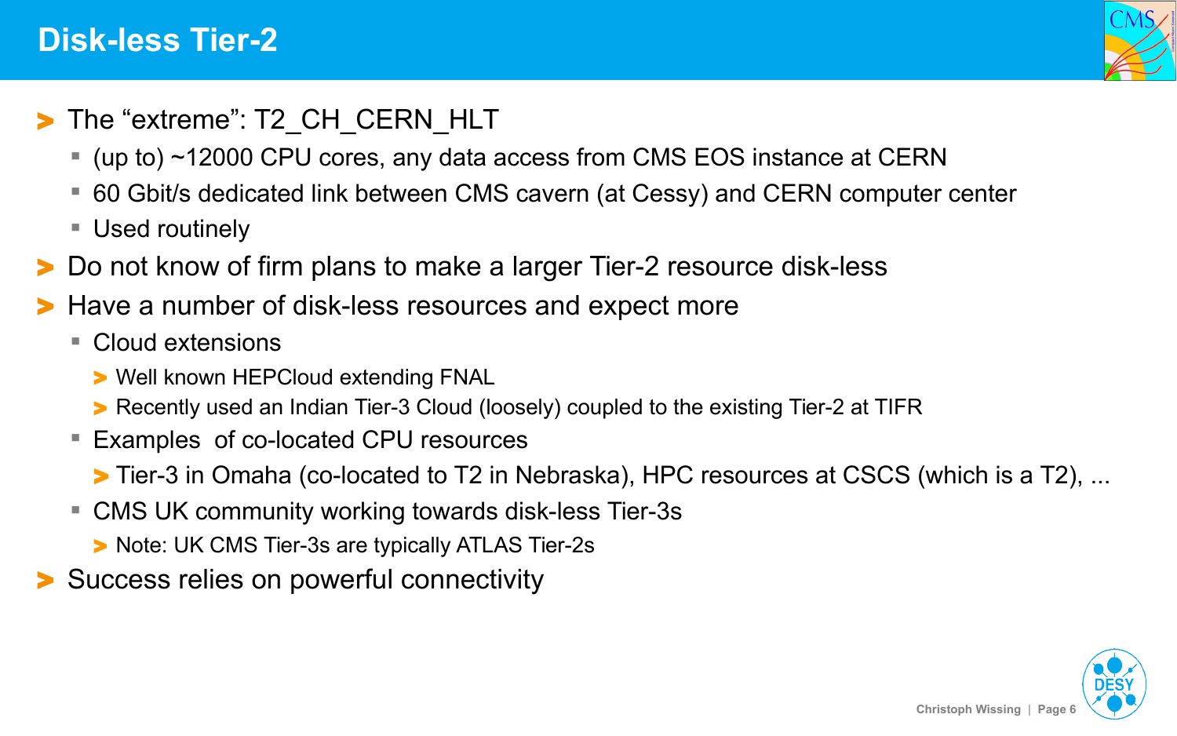# Disk-less Tier-2

- The "extreme": T2_CH_CERN_HLT
  - (up to) ~12000 CPU cores, any data access from CMS EOS instance at CERN
  - 60 Gbit/s dedicated link between CMS cavern (at Cessy) and CERN computer center
  - Used routinely
- Do not know of firm plans to make a larger Tier-2 resource disk-less
- Have a number of disk-less resources and expect more
  - Cloud extensions
    - Well known HEPCloud extending FNAL
    - Recently used an Indian Tier-3 Cloud (loosely) coupled to the existing Tier-2 at TIFR
  - Examples  of co-located CPU resources
    - Tier-3 in Omaha (co-located to T2 in Nebraska), HPC resources at CSCS (which is a T2), ...
  - CMS UK community working towards disk-less Tier-3s
    - Note: UK CMS Tier-3s are typically ATLAS Tier-2s
- Success relies on powerful connectivity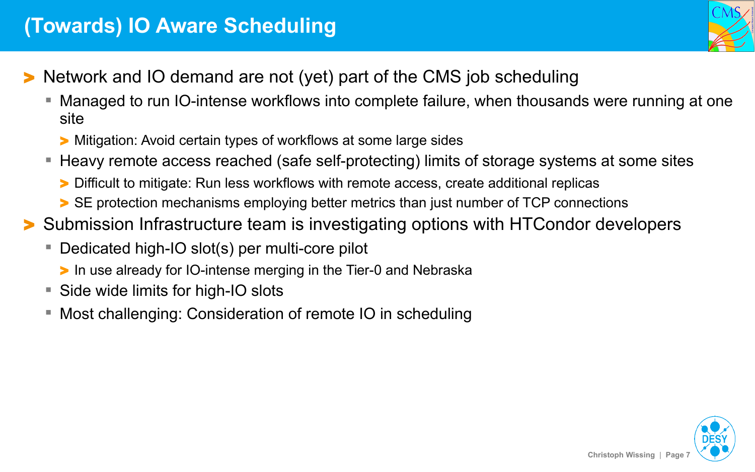# (Towards) IO Aware Scheduling

- Network and IO demand are not (yet) part of the CMS job scheduling
  - Managed to run IO-intense workflows into complete failure, when thousands were running at one site
    - Mitigation: Avoid certain types of workflows at some large sides
  - Heavy remote access reached (safe self-protecting) limits of storage systems at some sites
    - Difficult to mitigate: Run less workflows with remote access, create additional replicas
    - SE protection mechanisms employing better metrics than just number of TCP connections
- Submission Infrastructure team is investigating options with HTCondor developers
  - Dedicated high-IO slot(s) per multi-core pilot
    - In use already for IO-intense merging in the Tier-0 and Nebraska
  - Side wide limits for high-IO slots
  - Most challenging: Consideration of remote IO in scheduling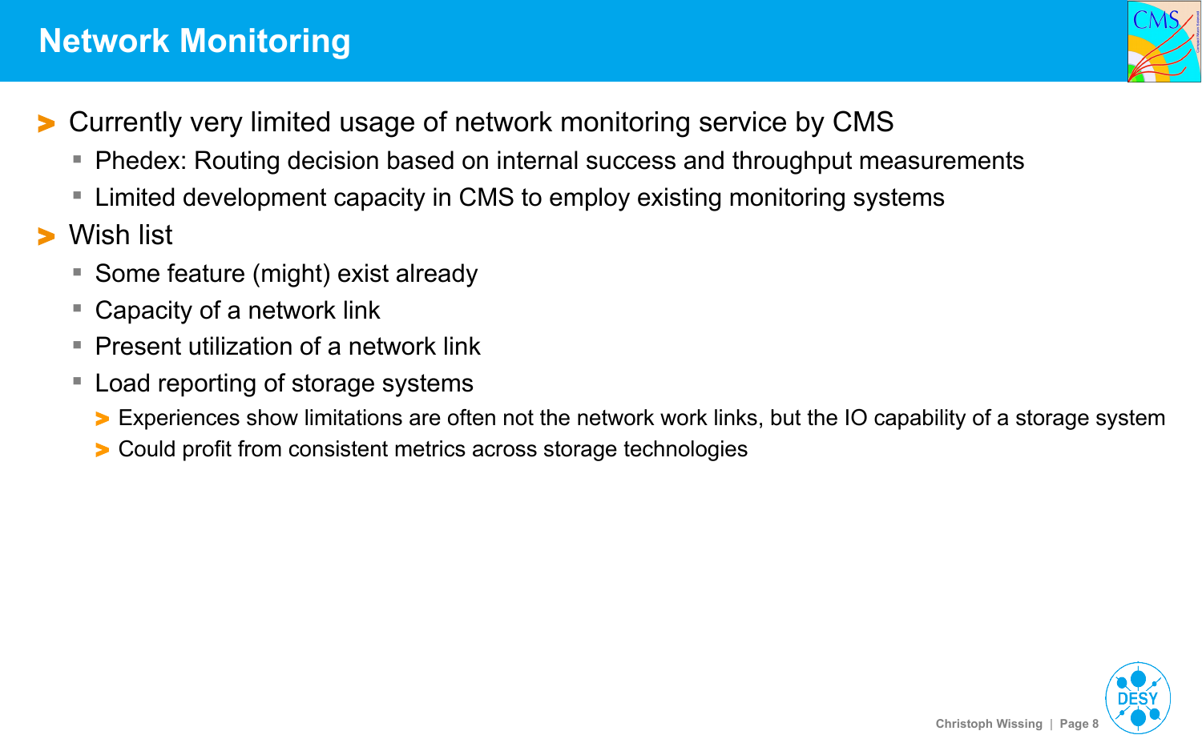# Network Monitoring

- Currently very limited usage of network monitoring service by CMS
  - Phedex: Routing decision based on internal success and throughput measurements
  - Limited development capacity in CMS to employ existing monitoring systems
- Wish list
  - Some feature (might) exist already
  - Capacity of a network link
  - Present utilization of a network link
  - Load reporting of storage systems
    - Experiences show limitations are often not the network work links, but the IO capability of a storage system
    - Could profit from consistent metrics across storage technologies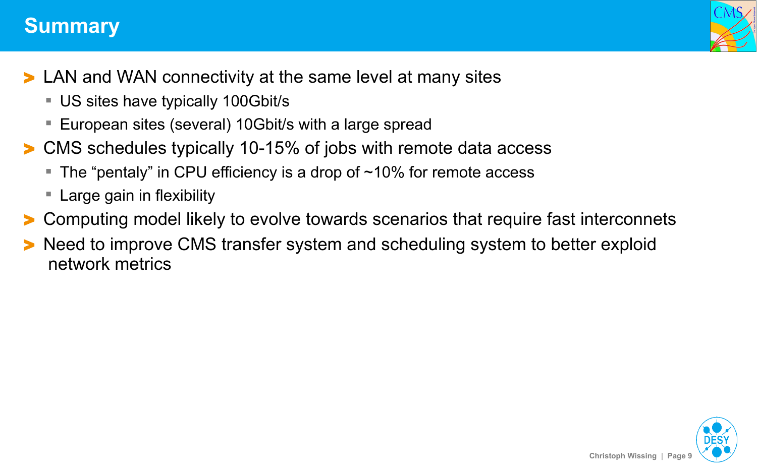# Summary

- LAN and WAN connectivity at the same level at many sites
  - US sites have typically 100Gbit/s
  - European sites (several) 10Gbit/s with a large spread
- CMS schedules typically 10-15% of jobs with remote data access
  - The “pentaly” in CPU efficiency is a drop of ~10% for remote access
  - Large gain in flexibility
- Computing model likely to evolve towards scenarios that require fast interconnets
- Need to improve CMS transfer system and scheduling system to better exploid network metrics